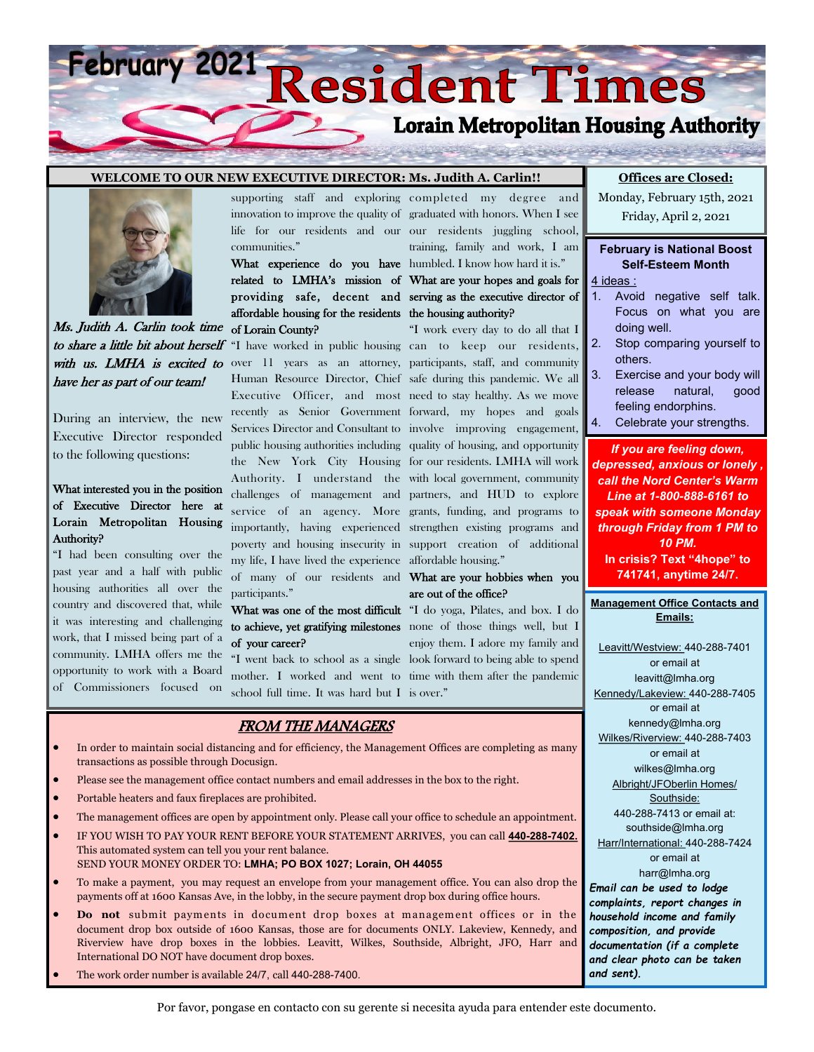# February 2021 Resident Times

## Lorain Metropolitan Housing Authority

### WELCOME TO OUR NEW EXECUTIVE DIRECTOR: Ms. Judith A. Carlin!!

*Ms. Judith A. Carlin took time to share a little bit about herself with us. LMHA is excited to have her as part of our team!*

During an interview, the new Executive Director responded to the following questions:

**What interested you in the position of Executive Director here at Lorain Metropolitan Housing Authority?**

"I had been consulting over the past year and a half with public housing authorities all over the country and discovered that, while it was interesting and challenging work, that I missed being part of a community. LMHA offers me the opportunity to work with a Board of Commissioners focused on supporting staff and exploring innovation to improve the quality of life for our residents and our communities."

**What experience do you have related to LMHA's mission of providing safe, decent and affordable housing for the residents of Lorain County?**

"I have worked in public housing over 11 years as an attorney, Human Resource Director, Chief Executive Officer, and most recently as Senior Government Services Director and Consultant to public housing authorities including the New York City Housing Authority. I understand the challenges of management and service of an agency. More importantly, having experienced poverty and housing insecurity in my life, I have lived the experience of many of our residents and participants."

**What was one of the most difficult to achieve, yet gratifying milestones of your career?**

"I went back to school as a single mother. I worked and went to school full time. It was hard but I completed my degree and graduated with honors. When I see our residents juggling school, training, family and work, I am humbled. I know how hard it is."

**What are your hopes and goals for serving as the executive director of the housing authority?**

"I work every day to do all that I can to keep our residents, participants, staff, and community safe during this pandemic. We all need to stay healthy. As we move forward, my hopes and goals involve improving engagement, quality of housing, and opportunity for our residents. LMHA will work with local government, community partners, and HUD to explore grants, funding, and programs to strengthen existing programs and support creation of additional affordable housing."

**What are your hobbies when you are out of the office?**

"I do yoga, Pilates, and box. I do none of those things well, but I enjoy them. I adore my family and look forward to being able to spend time with them after the pandemic is over."

### Offices are Closed:

Monday, February 15th, 2021
Friday, April 2, 2021

### February is National Boost Self-Esteem Month

4 ideas :

1. Avoid negative self talk. Focus on what you are doing well.
2. Stop comparing yourself to others.
3. Exercise and your body will release natural, good feeling endorphins.
4. Celebrate your strengths.

***If you are feeling down, depressed, anxious or lonely , call the Nord Center's Warm Line at 1-800-888-6161 to speak with someone Monday through Friday from 1 PM to 10 PM.***

**In crisis? Text "4hope" to 741741, anytime 24/7.**

### Management Office Contacts and Emails:

Leavitt/Westview: 440-288-7401 or email at leavitt@lmha.org

Kennedy/Lakeview: 440-288-7405 or email at kennedy@lmha.org

Wilkes/Riverview: 440-288-7403 or email at wilkes@lmha.org

Albright/JFOberlin Homes/ Southside: 440-288-7413 or email at: southside@lmha.org

Harr/International: 440-288-7424 or email at harr@lmha.org

***Email can be used to lodge complaints, report changes in household income and family composition, and provide documentation (if a complete and clear photo can be taken and sent).***

### *FROM THE MANAGERS*

- In order to maintain social distancing and for efficiency, the Management Offices are completing as many transactions as possible through Docusign.
- Please see the management office contact numbers and email addresses in the box to the right.
- Portable heaters and faux fireplaces are prohibited.
- The management offices are open by appointment only. Please call your office to schedule an appointment.
- IF YOU WISH TO PAY YOUR RENT BEFORE YOUR STATEMENT ARRIVES, you can call **440-288-7402.** This automated system can tell you your rent balance.
  SEND YOUR MONEY ORDER TO: **LMHA; PO BOX 1027; Lorain, OH 44055**
- To make a payment, you may request an envelope from your management office. You can also drop the payments off at 1600 Kansas Ave, in the lobby, in the secure payment drop box during office hours.
- **Do not** submit payments in document drop boxes at management offices or in the document drop box outside of 1600 Kansas, those are for documents ONLY. Lakeview, Kennedy, and Riverview have drop boxes in the lobbies. Leavitt, Wilkes, Southside, Albright, JFO, Harr and International DO NOT have document drop boxes.
- The work order number is available 24/7, call 440-288-7400.

Por favor, pongase en contacto con su gerente si necesita ayuda para entender este documento.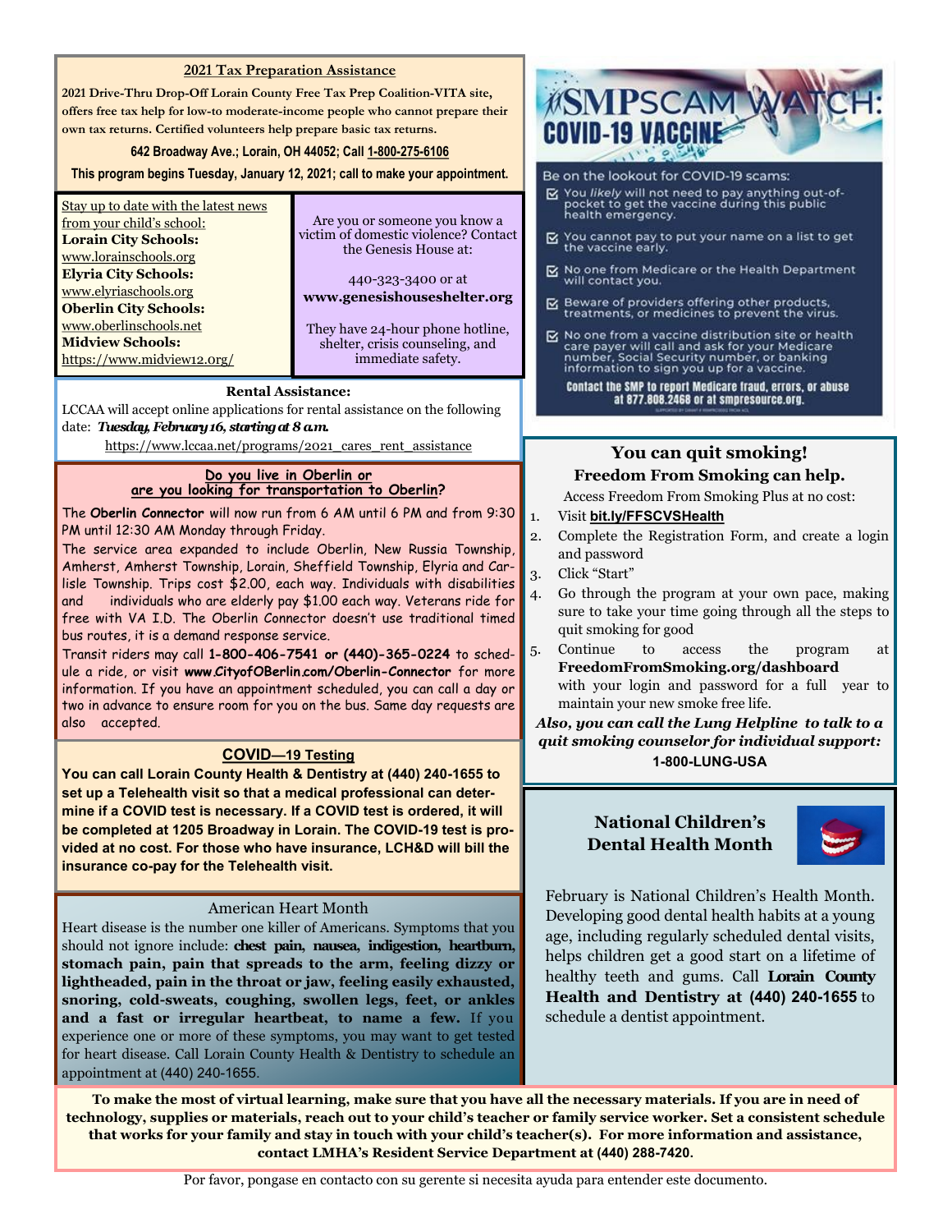## 2021 Tax Preparation Assistance

**2021 Drive-Thru Drop-Off Lorain County Free Tax Prep Coalition-VITA site, offers free tax help for low-to moderate-income people who cannot prepare their own tax returns. Certified volunteers help prepare basic tax returns.**

**642 Broadway Ave.; Lorain, OH 44052; Call 1-800-275-6106**

**This program begins Tuesday, January 12, 2021; call to make your appointment.**

Stay up to date with the latest news from your child's school:

**Lorain City Schools:** www.lorainschools.org
**Elyria City Schools:** www.elyriaschools.org
**Oberlin City Schools:** www.oberlinschools.net
**Midview Schools:** https://www.midview12.org/

Are you or someone you know a victim of domestic violence? Contact the Genesis House at:

440-323-3400 or at **www.genesishouseshelter.org**

They have 24-hour phone hotline, shelter, crisis counseling, and immediate safety.

**Rental Assistance:**

LCCAA will accept online applications for rental assistance on the following date: ***Tuesday, February 16, starting at 8 a.m.***

https://www.lccaa.net/programs/2021_cares_rent_assistance

## Do you live in Oberlin or are you looking for transportation to Oberlin?

The **Oberlin Connector** will now run from 6 AM until 6 PM and from 9:30 PM until 12:30 AM Monday through Friday.

The service area expanded to include Oberlin, New Russia Township, Amherst, Amherst Township, Lorain, Sheffield Township, Elyria and Carlisle Township. Trips cost $2.00, each way. Individuals with disabilities and individuals who are elderly pay $1.00 each way. Veterans ride for free with VA I.D. The Oberlin Connector doesn't use traditional timed bus routes, it is a demand response service.

Transit riders may call **1-800-406-7541 or (440)-365-0224** to schedule a ride, or visit **www.CityofOBerlin.com/Oberlin-Connector** for more information. If you have an appointment scheduled, you can call a day or two in advance to ensure room for you on the bus. Same day requests are also accepted.

## COVID—19 Testing

**You can call Lorain County Health & Dentistry at (440) 240-1655 to set up a Telehealth visit so that a medical professional can determine if a COVID test is necessary. If a COVID test is ordered, it will be completed at 1205 Broadway in Lorain. The COVID-19 test is provided at no cost. For those who have insurance, LCH&D will bill the insurance co-pay for the Telehealth visit.**

## American Heart Month

Heart disease is the number one killer of Americans. Symptoms that you should not ignore include: **chest pain, nausea, indigestion, heartburn, stomach pain, pain that spreads to the arm, feeling dizzy or lightheaded, pain in the throat or jaw, feeling easily exhausted, snoring, cold-sweats, coughing, swollen legs, feet, or ankles and a fast or irregular heartbeat, to name a few.** If you experience one or more of these symptoms, you may want to get tested for heart disease. Call Lorain County Health & Dentistry to schedule an appointment at (440) 240-1655.

## #SMPSCAM WATCH: COVID-19 VACCINE

Be on the lookout for COVID-19 scams:

- You *likely* will not need to pay anything out-of-pocket to get the vaccine during this public health emergency.
- You cannot pay to put your name on a list to get the vaccine early.
- No one from Medicare or the Health Department will contact you.
- Beware of providers offering other products, treatments, or medicines to prevent the virus.
- No one from a vaccine distribution site or health care payer will call and ask for your Medicare number, Social Security number, or banking information to sign you up for a vaccine.

**Contact the SMP to report Medicare fraud, errors, or abuse at 877.808.2468 or at smpresource.org.**

## You can quit smoking! Freedom From Smoking can help.

Access Freedom From Smoking Plus at no cost:

1. Visit **bit.ly/FFSCVSHealth**
2. Complete the Registration Form, and create a login and password
3. Click "Start"
4. Go through the program at your own pace, making sure to take your time going through all the steps to quit smoking for good
5. Continue to access the program at **FreedomFromSmoking.org/dashboard** with your login and password for a full year to maintain your new smoke free life.

***Also, you can call the Lung Helpline to talk to a quit smoking counselor for individual support:***

**1-800-LUNG-USA**

## National Children's Dental Health Month

February is National Children's Health Month. Developing good dental health habits at a young age, including regularly scheduled dental visits, helps children get a good start on a lifetime of healthy teeth and gums. Call **Lorain County Health and Dentistry at (440) 240-1655** to schedule a dentist appointment.

**To make the most of virtual learning, make sure that you have all the necessary materials. If you are in need of technology, supplies or materials, reach out to your child's teacher or family service worker. Set a consistent schedule that works for your family and stay in touch with your child's teacher(s). For more information and assistance, contact LMHA's Resident Service Department at (440) 288-7420.**

Por favor, pongase en contacto con su gerente si necesita ayuda para entender este documento.